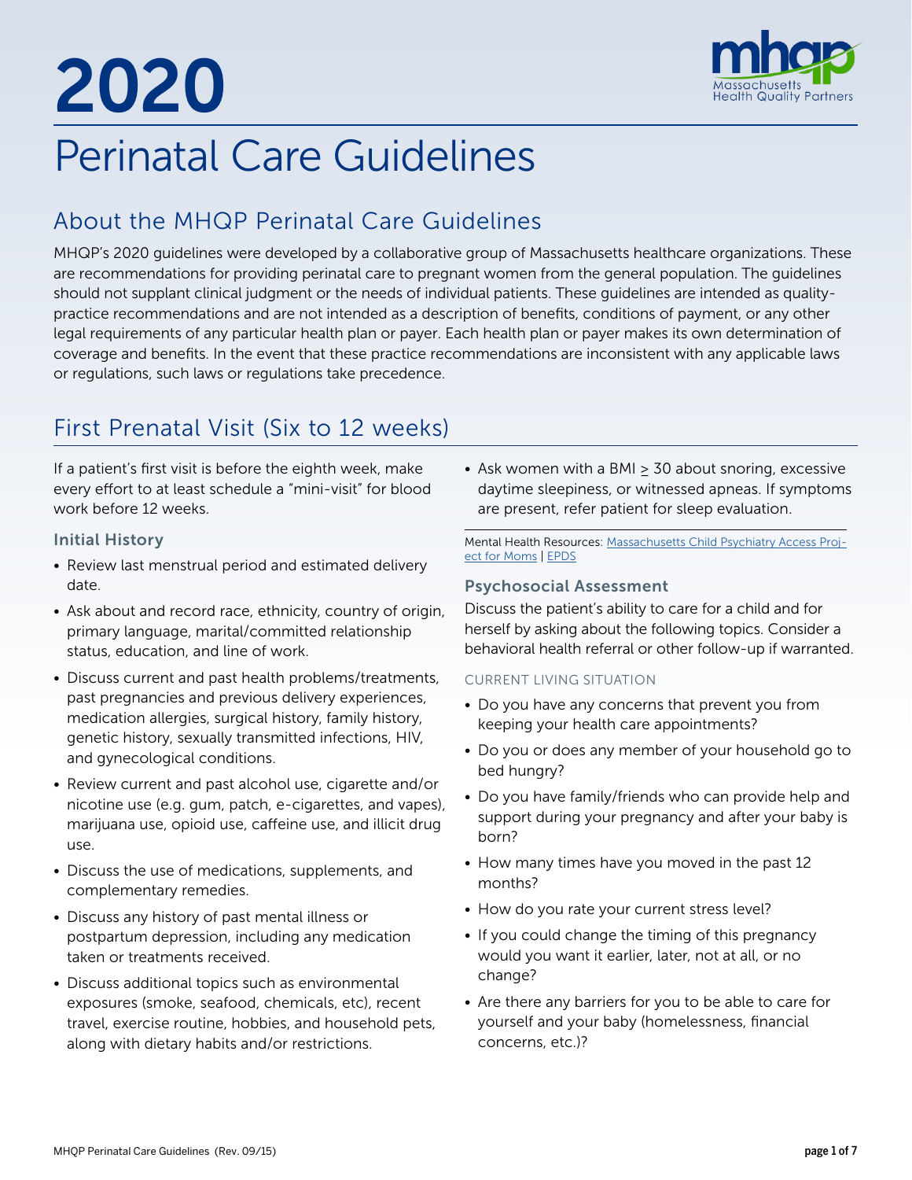# 2020

# Perinatal Care Guidelines

## About the MHQP Perinatal Care Guidelines

MHQP's 2020 guidelines were developed by a collaborative group of Massachusetts healthcare organizations. These are recommendations for providing perinatal care to pregnant women from the general population. The guidelines should not supplant clinical judgment or the needs of individual patients. These guidelines are intended as quality-practice recommendations and are not intended as a description of benefits, conditions of payment, or any other legal requirements of any particular health plan or payer. Each health plan or payer makes its own determination of coverage and benefits. In the event that these practice recommendations are inconsistent with any applicable laws or regulations, such laws or regulations take precedence.

## First Prenatal Visit (Six to 12 weeks)

If a patient's first visit is before the eighth week, make every effort to at least schedule a "mini-visit" for blood work before 12 weeks.

### Initial History

- Review last menstrual period and estimated delivery date.
- Ask about and record race, ethnicity, country of origin, primary language, marital/committed relationship status, education, and line of work.
- Discuss current and past health problems/treatments, past pregnancies and previous delivery experiences, medication allergies, surgical history, family history, genetic history, sexually transmitted infections, HIV, and gynecological conditions.
- Review current and past alcohol use, cigarette and/or nicotine use (e.g. gum, patch, e-cigarettes, and vapes), marijuana use, opioid use, caffeine use, and illicit drug use.
- Discuss the use of medications, supplements, and complementary remedies.
- Discuss any history of past mental illness or postpartum depression, including any medication taken or treatments received.
- Discuss additional topics such as environmental exposures (smoke, seafood, chemicals, etc), recent travel, exercise routine, hobbies, and household pets, along with dietary habits and/or restrictions.
- Ask women with a BMI ≥ 30 about snoring, excessive daytime sleepiness, or witnessed apneas. If symptoms are present, refer patient for sleep evaluation.

Mental Health Resources: Massachusetts Child Psychiatry Access Project for Moms | EPDS

### Psychosocial Assessment

Discuss the patient's ability to care for a child and for herself by asking about the following topics. Consider a behavioral health referral or other follow-up if warranted.

#### CURRENT LIVING SITUATION

- Do you have any concerns that prevent you from keeping your health care appointments?
- Do you or does any member of your household go to bed hungry?
- Do you have family/friends who can provide help and support during your pregnancy and after your baby is born?
- How many times have you moved in the past 12 months?
- How do you rate your current stress level?
- If you could change the timing of this pregnancy would you want it earlier, later, not at all, or no change?
- Are there any barriers for you to be able to care for yourself and your baby (homelessness, financial concerns, etc.)?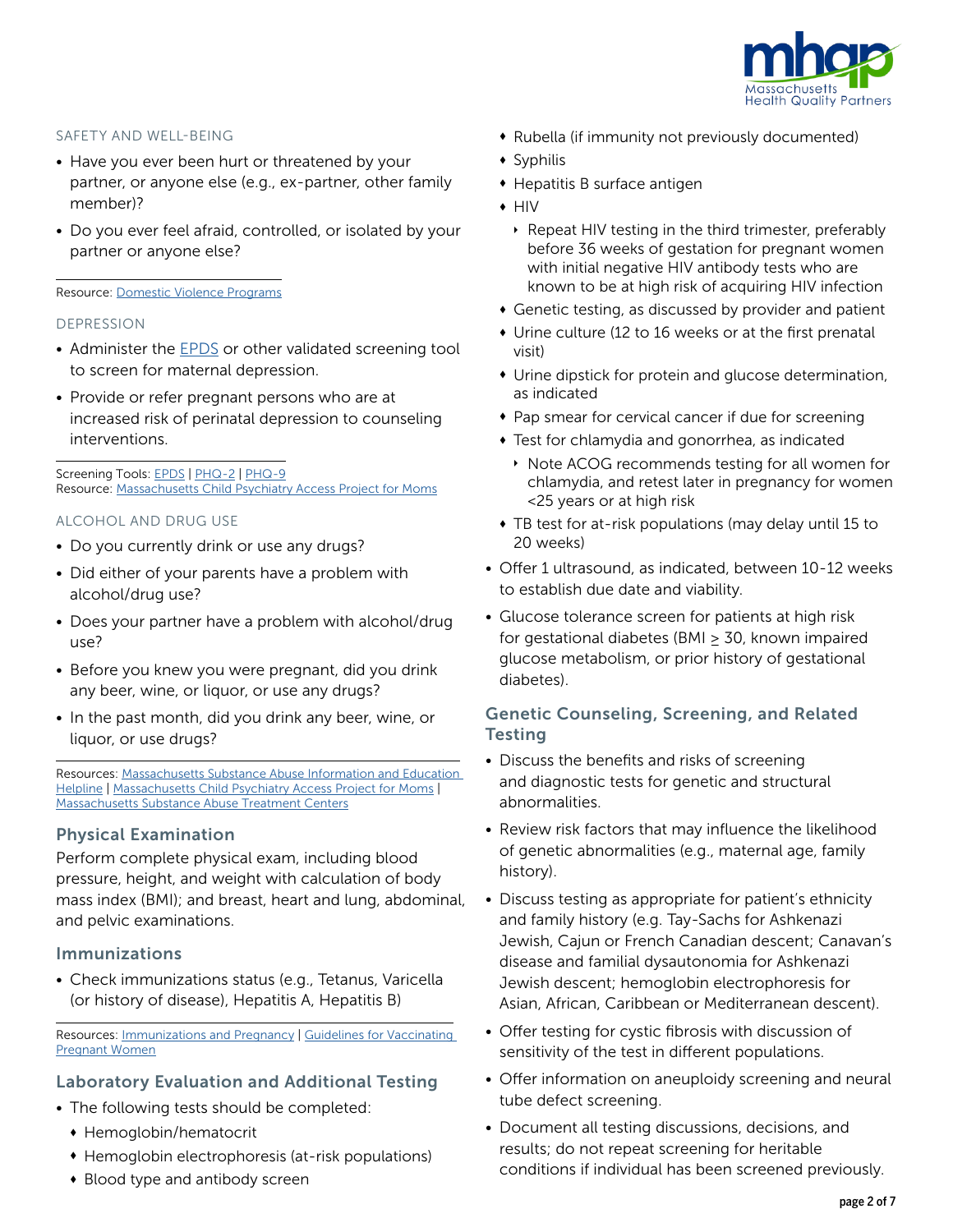### SAFETY AND WELL-BEING

- Have you ever been hurt or threatened by your partner, or anyone else (e.g., ex-partner, other family member)?
- Do you ever feel afraid, controlled, or isolated by your partner or anyone else?

Resource: Domestic Violence Programs

### DEPRESSION

- Administer the EPDS or other validated screening tool to screen for maternal depression.
- Provide or refer pregnant persons who are at increased risk of perinatal depression to counseling interventions.

Screening Tools: EPDS | PHQ-2 | PHQ-9
Resource: Massachusetts Child Psychiatry Access Project for Moms

### ALCOHOL AND DRUG USE

- Do you currently drink or use any drugs?
- Did either of your parents have a problem with alcohol/drug use?
- Does your partner have a problem with alcohol/drug use?
- Before you knew you were pregnant, did you drink any beer, wine, or liquor, or use any drugs?
- In the past month, did you drink any beer, wine, or liquor, or use drugs?

Resources: Massachusetts Substance Abuse Information and Education Helpline | Massachusetts Child Psychiatry Access Project for Moms | Massachusetts Substance Abuse Treatment Centers

## Physical Examination

Perform complete physical exam, including blood pressure, height, and weight with calculation of body mass index (BMI); and breast, heart and lung, abdominal, and pelvic examinations.

## Immunizations

- Check immunizations status (e.g., Tetanus, Varicella (or history of disease), Hepatitis A, Hepatitis B)

Resources: Immunizations and Pregnancy | Guidelines for Vaccinating Pregnant Women

## Laboratory Evaluation and Additional Testing

- The following tests should be completed:
  - Hemoglobin/hematocrit
  - Hemoglobin electrophoresis (at-risk populations)
  - Blood type and antibody screen
  - Rubella (if immunity not previously documented)
  - Syphilis
  - Hepatitis B surface antigen
  - HIV
    - Repeat HIV testing in the third trimester, preferably before 36 weeks of gestation for pregnant women with initial negative HIV antibody tests who are known to be at high risk of acquiring HIV infection
  - Genetic testing, as discussed by provider and patient
  - Urine culture (12 to 16 weeks or at the first prenatal visit)
  - Urine dipstick for protein and glucose determination, as indicated
  - Pap smear for cervical cancer if due for screening
  - Test for chlamydia and gonorrhea, as indicated
    - Note ACOG recommends testing for all women for chlamydia, and retest later in pregnancy for women <25 years or at high risk
  - TB test for at-risk populations (may delay until 15 to 20 weeks)
- Offer 1 ultrasound, as indicated, between 10-12 weeks to establish due date and viability.
- Glucose tolerance screen for patients at high risk for gestational diabetes (BMI $\geq$ 30, known impaired glucose metabolism, or prior history of gestational diabetes).

## Genetic Counseling, Screening, and Related Testing

- Discuss the benefits and risks of screening and diagnostic tests for genetic and structural abnormalities.
- Review risk factors that may influence the likelihood of genetic abnormalities (e.g., maternal age, family history).
- Discuss testing as appropriate for patient's ethnicity and family history (e.g. Tay-Sachs for Ashkenazi Jewish, Cajun or French Canadian descent; Canavan's disease and familial dysautonomia for Ashkenazi Jewish descent; hemoglobin electrophoresis for Asian, African, Caribbean or Mediterranean descent).
- Offer testing for cystic fibrosis with discussion of sensitivity of the test in different populations.
- Offer information on aneuploidy screening and neural tube defect screening.
- Document all testing discussions, decisions, and results; do not repeat screening for heritable conditions if individual has been screened previously.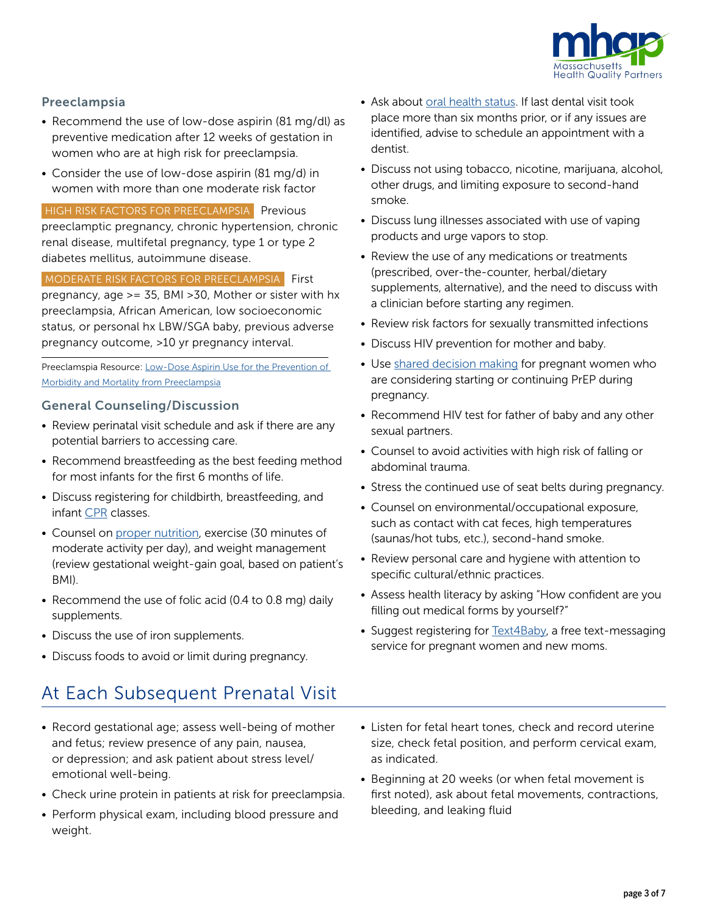### Preeclampsia

- Recommend the use of low-dose aspirin (81 mg/dl) as preventive medication after 12 weeks of gestation in women who are at high risk for preeclampsia.
- Consider the use of low-dose aspirin (81 mg/d) in women with more than one moderate risk factor

**HIGH RISK FACTORS FOR PREECLAMPSIA** Previous preeclamptic pregnancy, chronic hypertension, chronic renal disease, multifetal pregnancy, type 1 or type 2 diabetes mellitus, autoimmune disease.

**MODERATE RISK FACTORS FOR PREECLAMPSIA** First pregnancy, age >= 35, BMI >30, Mother or sister with hx preeclampsia, African American, low socioeconomic status, or personal hx LBW/SGA baby, previous adverse pregnancy outcome, >10 yr pregnancy interval.

Preeclampsia Resource: [Low-Dose Aspirin Use for the Prevention of Morbidity and Mortality from Preeclampsia]()

### General Counseling/Discussion

- Review perinatal visit schedule and ask if there are any potential barriers to accessing care.
- Recommend breastfeeding as the best feeding method for most infants for the first 6 months of life.
- Discuss registering for childbirth, breastfeeding, and infant [CPR]() classes.
- Counsel on [proper nutrition](), exercise (30 minutes of moderate activity per day), and weight management (review gestational weight-gain goal, based on patient's BMI).
- Recommend the use of folic acid (0.4 to 0.8 mg) daily supplements.
- Discuss the use of iron supplements.
- Discuss foods to avoid or limit during pregnancy.
- Ask about [oral health status](). If last dental visit took place more than six months prior, or if any issues are identified, advise to schedule an appointment with a dentist.
- Discuss not using tobacco, nicotine, marijuana, alcohol, other drugs, and limiting exposure to second-hand smoke.
- Discuss lung illnesses associated with use of vaping products and urge vapors to stop.
- Review the use of any medications or treatments (prescribed, over-the-counter, herbal/dietary supplements, alternative), and the need to discuss with a clinician before starting any regimen.
- Review risk factors for sexually transmitted infections
- Discuss HIV prevention for mother and baby.
- Use [shared decision making]() for pregnant women who are considering starting or continuing PrEP during pregnancy.
- Recommend HIV test for father of baby and any other sexual partners.
- Counsel to avoid activities with high risk of falling or abdominal trauma.
- Stress the continued use of seat belts during pregnancy.
- Counsel on environmental/occupational exposure, such as contact with cat feces, high temperatures (saunas/hot tubs, etc.), second-hand smoke.
- Review personal care and hygiene with attention to specific cultural/ethnic practices.
- Assess health literacy by asking "How confident are you filling out medical forms by yourself?"
- Suggest registering for [Text4Baby](), a free text-messaging service for pregnant women and new moms.

## At Each Subsequent Prenatal Visit

- Record gestational age; assess well-being of mother and fetus; review presence of any pain, nausea, or depression; and ask patient about stress level/ emotional well-being.
- Check urine protein in patients at risk for preeclampsia.
- Perform physical exam, including blood pressure and weight.
- Listen for fetal heart tones, check and record uterine size, check fetal position, and perform cervical exam, as indicated.
- Beginning at 20 weeks (or when fetal movement is first noted), ask about fetal movements, contractions, bleeding, and leaking fluid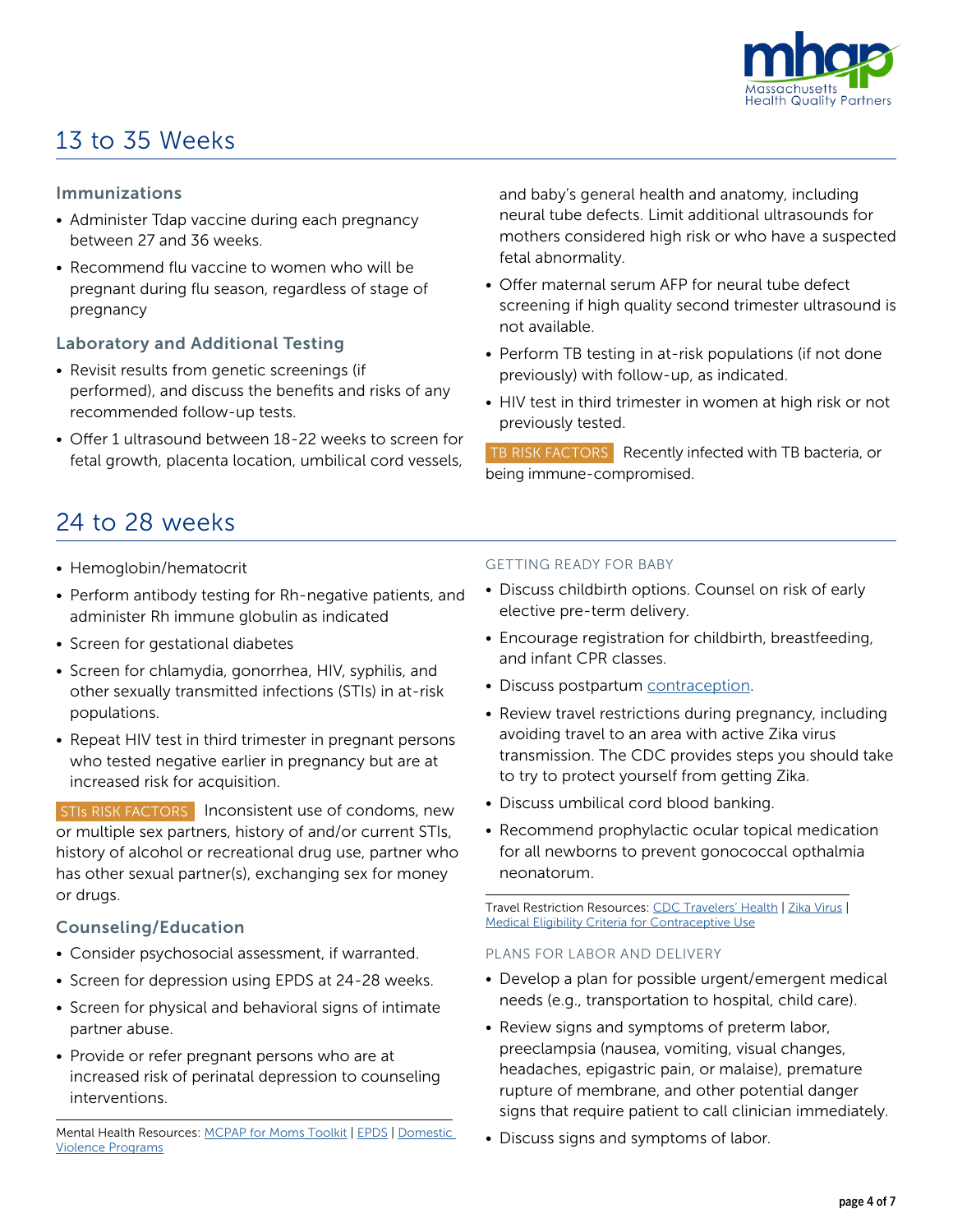## 13 to 35 Weeks

### Immunizations

- Administer Tdap vaccine during each pregnancy between 27 and 36 weeks.
- Recommend flu vaccine to women who will be pregnant during flu season, regardless of stage of pregnancy

### Laboratory and Additional Testing

- Revisit results from genetic screenings (if performed), and discuss the benefits and risks of any recommended follow-up tests.
- Offer 1 ultrasound between 18-22 weeks to screen for fetal growth, placenta location, umbilical cord vessels, and baby's general health and anatomy, including neural tube defects. Limit additional ultrasounds for mothers considered high risk or who have a suspected fetal abnormality.
- Offer maternal serum AFP for neural tube defect screening if high quality second trimester ultrasound is not available.
- Perform TB testing in at-risk populations (if not done previously) with follow-up, as indicated.
- HIV test in third trimester in women at high risk or not previously tested.

**TB RISK FACTORS** Recently infected with TB bacteria, or being immune-compromised.

## 24 to 28 weeks

- Hemoglobin/hematocrit
- Perform antibody testing for Rh-negative patients, and administer Rh immune globulin as indicated
- Screen for gestational diabetes
- Screen for chlamydia, gonorrhea, HIV, syphilis, and other sexually transmitted infections (STIs) in at-risk populations.
- Repeat HIV test in third trimester in pregnant persons who tested negative earlier in pregnancy but are at increased risk for acquisition.

**STIs RISK FACTORS** Inconsistent use of condoms, new or multiple sex partners, history of and/or current STIs, history of alcohol or recreational drug use, partner who has other sexual partner(s), exchanging sex for money or drugs.

### Counseling/Education

- Consider psychosocial assessment, if warranted.
- Screen for depression using EPDS at 24-28 weeks.
- Screen for physical and behavioral signs of intimate partner abuse.
- Provide or refer pregnant persons who are at increased risk of perinatal depression to counseling interventions.

Mental Health Resources: MCPAP for Moms Toolkit | EPDS | Domestic Violence Programs

#### GETTING READY FOR BABY

- Discuss childbirth options. Counsel on risk of early elective pre-term delivery.
- Encourage registration for childbirth, breastfeeding, and infant CPR classes.
- Discuss postpartum contraception.
- Review travel restrictions during pregnancy, including avoiding travel to an area with active Zika virus transmission. The CDC provides steps you should take to try to protect yourself from getting Zika.
- Discuss umbilical cord blood banking.
- Recommend prophylactic ocular topical medication for all newborns to prevent gonococcal opthalmia neonatorum.

Travel Restriction Resources: CDC Travelers' Health | Zika Virus | Medical Eligibility Criteria for Contraceptive Use

#### PLANS FOR LABOR AND DELIVERY

- Develop a plan for possible urgent/emergent medical needs (e.g., transportation to hospital, child care).
- Review signs and symptoms of preterm labor, preeclampsia (nausea, vomiting, visual changes, headaches, epigastric pain, or malaise), premature rupture of membrane, and other potential danger signs that require patient to call clinician immediately.
- Discuss signs and symptoms of labor.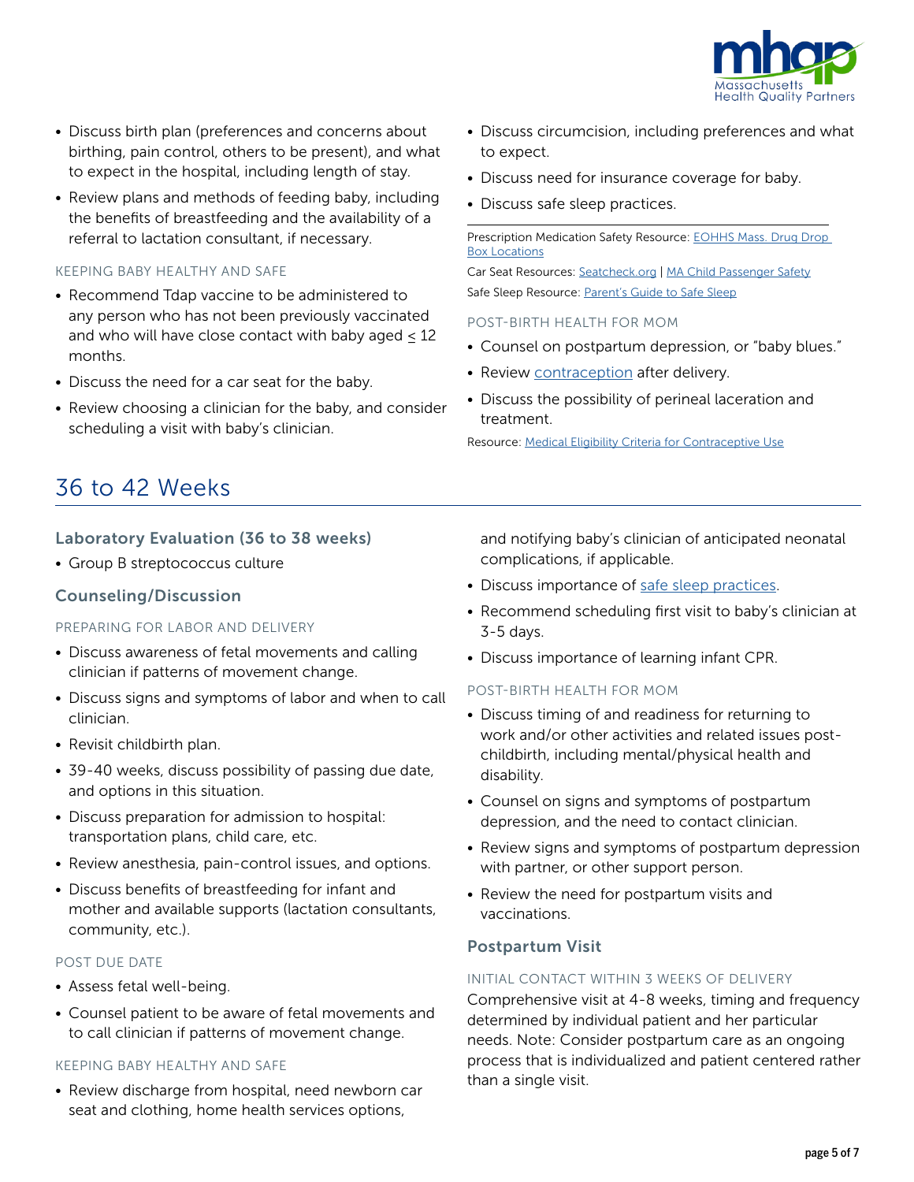- Discuss birth plan (preferences and concerns about birthing, pain control, others to be present), and what to expect in the hospital, including length of stay.
- Review plans and methods of feeding baby, including the benefits of breastfeeding and the availability of a referral to lactation consultant, if necessary.

KEEPING BABY HEALTHY AND SAFE

- Recommend Tdap vaccine to be administered to any person who has not been previously vaccinated and who will have close contact with baby aged ≤ 12 months.
- Discuss the need for a car seat for the baby.
- Review choosing a clinician for the baby, and consider scheduling a visit with baby's clinician.
- Discuss circumcision, including preferences and what to expect.
- Discuss need for insurance coverage for baby.
- Discuss safe sleep practices.

Prescription Medication Safety Resource: EOHHS Mass. Drug Drop Box Locations

Car Seat Resources: Seatcheck.org | MA Child Passenger Safety

Safe Sleep Resource: Parent's Guide to Safe Sleep

POST-BIRTH HEALTH FOR MOM

- Counsel on postpartum depression, or "baby blues."
- Review contraception after delivery.
- Discuss the possibility of perineal laceration and treatment.

Resource: Medical Eligibility Criteria for Contraceptive Use

# 36 to 42 Weeks

### Laboratory Evaluation (36 to 38 weeks)

- Group B streptococcus culture

### Counseling/Discussion

PREPARING FOR LABOR AND DELIVERY

- Discuss awareness of fetal movements and calling clinician if patterns of movement change.
- Discuss signs and symptoms of labor and when to call clinician.
- Revisit childbirth plan.
- 39-40 weeks, discuss possibility of passing due date, and options in this situation.
- Discuss preparation for admission to hospital: transportation plans, child care, etc.
- Review anesthesia, pain-control issues, and options.
- Discuss benefits of breastfeeding for infant and mother and available supports (lactation consultants, community, etc.).

POST DUE DATE

- Assess fetal well-being.
- Counsel patient to be aware of fetal movements and to call clinician if patterns of movement change.

KEEPING BABY HEALTHY AND SAFE

- Review discharge from hospital, need newborn car seat and clothing, home health services options, and notifying baby's clinician of anticipated neonatal complications, if applicable.
- Discuss importance of safe sleep practices.
- Recommend scheduling first visit to baby's clinician at 3-5 days.
- Discuss importance of learning infant CPR.

POST-BIRTH HEALTH FOR MOM

- Discuss timing of and readiness for returning to work and/or other activities and related issues post-childbirth, including mental/physical health and disability.
- Counsel on signs and symptoms of postpartum depression, and the need to contact clinician.
- Review signs and symptoms of postpartum depression with partner, or other support person.
- Review the need for postpartum visits and vaccinations.

### Postpartum Visit

INITIAL CONTACT WITHIN 3 WEEKS OF DELIVERY

Comprehensive visit at 4-8 weeks, timing and frequency determined by individual patient and her particular needs. Note: Consider postpartum care as an ongoing process that is individualized and patient centered rather than a single visit.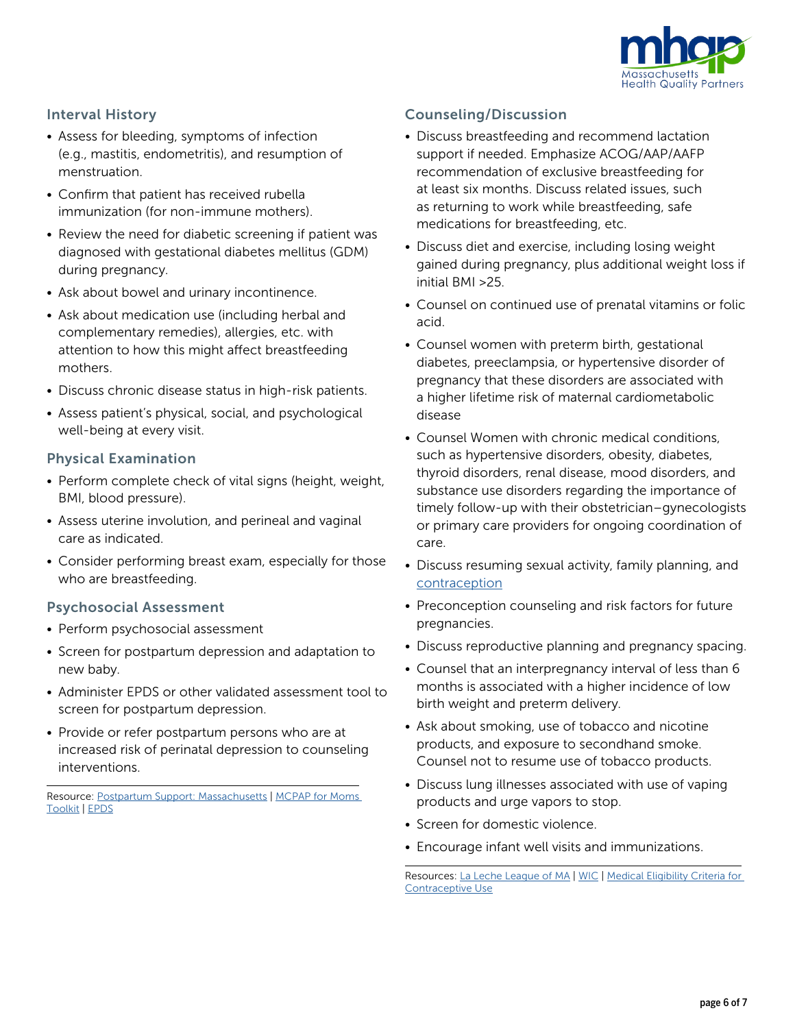## Interval History

- Assess for bleeding, symptoms of infection (e.g., mastitis, endometritis), and resumption of menstruation.
- Confirm that patient has received rubella immunization (for non-immune mothers).
- Review the need for diabetic screening if patient was diagnosed with gestational diabetes mellitus (GDM) during pregnancy.
- Ask about bowel and urinary incontinence.
- Ask about medication use (including herbal and complementary remedies), allergies, etc. with attention to how this might affect breastfeeding mothers.
- Discuss chronic disease status in high-risk patients.
- Assess patient's physical, social, and psychological well-being at every visit.

## Physical Examination

- Perform complete check of vital signs (height, weight, BMI, blood pressure).
- Assess uterine involution, and perineal and vaginal care as indicated.
- Consider performing breast exam, especially for those who are breastfeeding.

## Psychosocial Assessment

- Perform psychosocial assessment
- Screen for postpartum depression and adaptation to new baby.
- Administer EPDS or other validated assessment tool to screen for postpartum depression.
- Provide or refer postpartum persons who are at increased risk of perinatal depression to counseling interventions.

---

Resource: Postpartum Support: Massachusetts | MCPAP for Moms Toolkit | EPDS

## Counseling/Discussion

- Discuss breastfeeding and recommend lactation support if needed. Emphasize ACOG/AAP/AAFP recommendation of exclusive breastfeeding for at least six months. Discuss related issues, such as returning to work while breastfeeding, safe medications for breastfeeding, etc.
- Discuss diet and exercise, including losing weight gained during pregnancy, plus additional weight loss if initial BMI >25.
- Counsel on continued use of prenatal vitamins or folic acid.
- Counsel women with preterm birth, gestational diabetes, preeclampsia, or hypertensive disorder of pregnancy that these disorders are associated with a higher lifetime risk of maternal cardiometabolic disease
- Counsel Women with chronic medical conditions, such as hypertensive disorders, obesity, diabetes, thyroid disorders, renal disease, mood disorders, and substance use disorders regarding the importance of timely follow-up with their obstetrician–gynecologists or primary care providers for ongoing coordination of care.
- Discuss resuming sexual activity, family planning, and contraception
- Preconception counseling and risk factors for future pregnancies.
- Discuss reproductive planning and pregnancy spacing.
- Counsel that an interpregnancy interval of less than 6 months is associated with a higher incidence of low birth weight and preterm delivery.
- Ask about smoking, use of tobacco and nicotine products, and exposure to secondhand smoke. Counsel not to resume use of tobacco products.
- Discuss lung illnesses associated with use of vaping products and urge vapors to stop.
- Screen for domestic violence.
- Encourage infant well visits and immunizations.

---

Resources: La Leche League of MA | WIC | Medical Eligibility Criteria for Contraceptive Use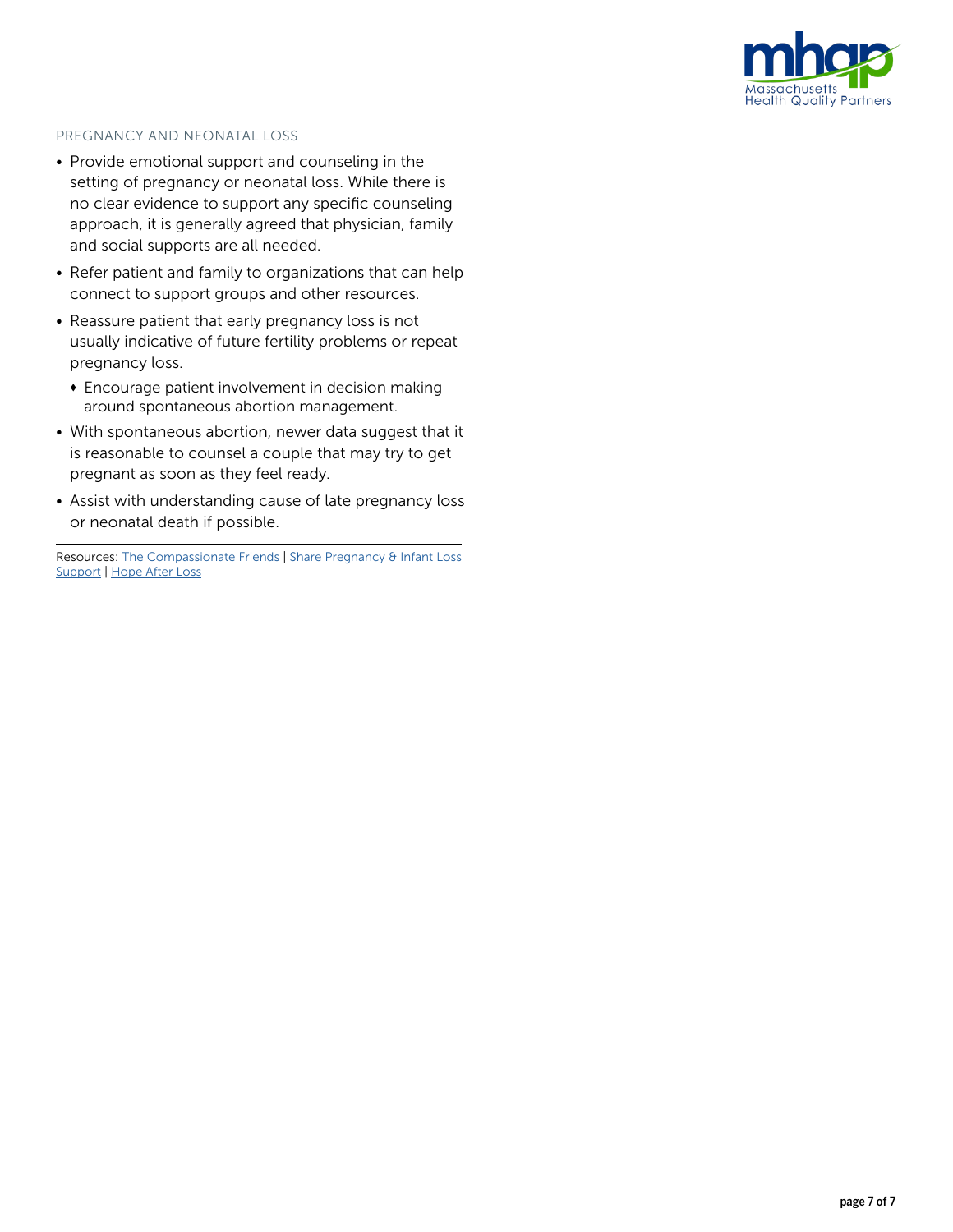## PREGNANCY AND NEONATAL LOSS

- Provide emotional support and counseling in the setting of pregnancy or neonatal loss. While there is no clear evidence to support any specific counseling approach, it is generally agreed that physician, family and social supports are all needed.
- Refer patient and family to organizations that can help connect to support groups and other resources.
- Reassure patient that early pregnancy loss is not usually indicative of future fertility problems or repeat pregnancy loss.
  - Encourage patient involvement in decision making around spontaneous abortion management.
- With spontaneous abortion, newer data suggest that it is reasonable to counsel a couple that may try to get pregnant as soon as they feel ready.
- Assist with understanding cause of late pregnancy loss or neonatal death if possible.

---

Resources: The Compassionate Friends | Share Pregnancy & Infant Loss Support | Hope After Loss